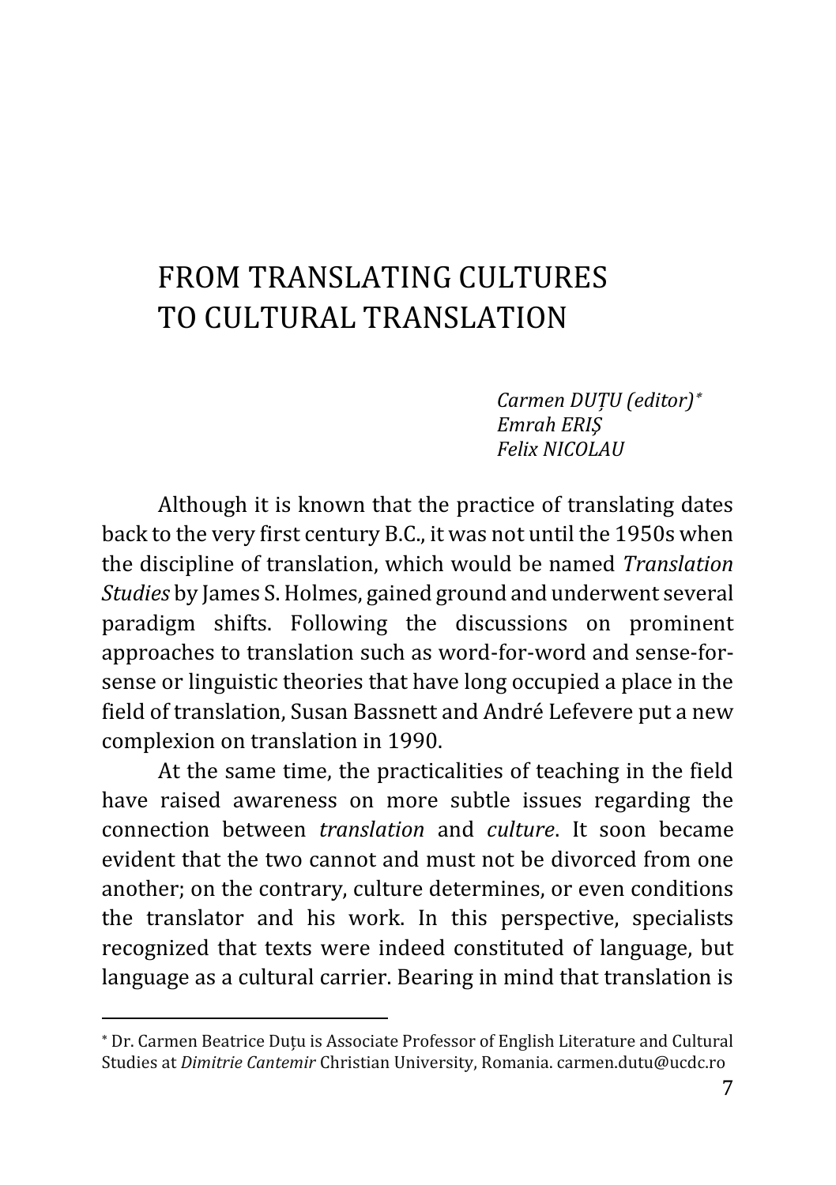# FROM TRANSLATING CULTURES TO CULTURAL TRANSLATION

*Carmen DUȚU (editor)*[*]
*Emrah ERIȘ*
*Felix NICOLAU*

Although it is known that the practice of translating dates back to the very first century B.C., it was not until the 1950s when the discipline of translation, which would be named *Translation Studies* by James S. Holmes, gained ground and underwent several paradigm shifts. Following the discussions on prominent approaches to translation such as word-for-word and sense-for-sense or linguistic theories that have long occupied a place in the field of translation, Susan Bassnett and André Lefevere put a new complexion on translation in 1990.

At the same time, the practicalities of teaching in the field have raised awareness on more subtle issues regarding the connection between *translation* and *culture*. It soon became evident that the two cannot and must not be divorced from one another; on the contrary, culture determines, or even conditions the translator and his work. In this perspective, specialists recognized that texts were indeed constituted of language, but language as a cultural carrier. Bearing in mind that translation is

---

[*] Dr. Carmen Beatrice Duțu is Associate Professor of English Literature and Cultural Studies at *Dimitrie Cantemir* Christian University, Romania. carmen.dutu@ucdc.ro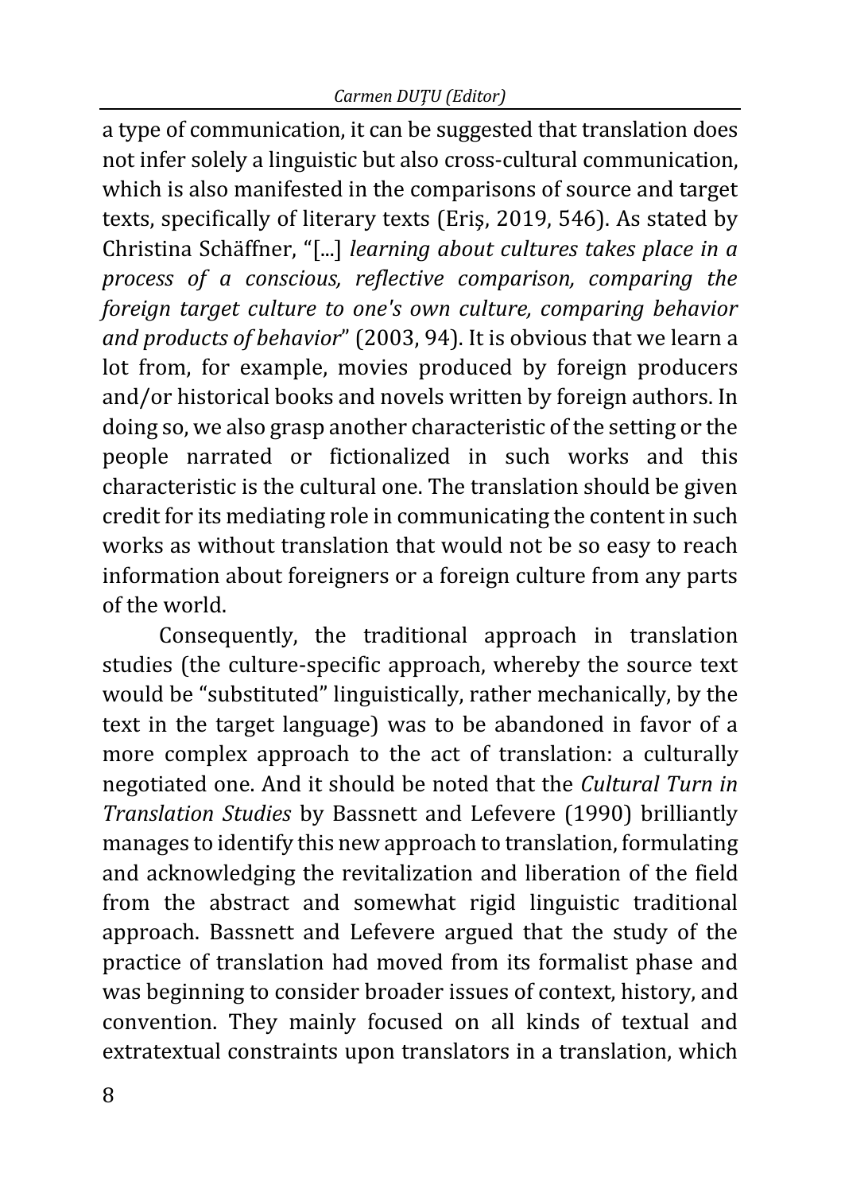a type of communication, it can be suggested that translation does not infer solely a linguistic but also cross-cultural communication, which is also manifested in the comparisons of source and target texts, specifically of literary texts (Eriş, 2019, 546). As stated by Christina Schäffner, "[...] *learning about cultures takes place in a process of a conscious, reflective comparison, comparing the foreign target culture to one's own culture, comparing behavior and products of behavior*" (2003, 94). It is obvious that we learn a lot from, for example, movies produced by foreign producers and/or historical books and novels written by foreign authors. In doing so, we also grasp another characteristic of the setting or the people narrated or fictionalized in such works and this characteristic is the cultural one. The translation should be given credit for its mediating role in communicating the content in such works as without translation that would not be so easy to reach information about foreigners or a foreign culture from any parts of the world.

Consequently, the traditional approach in translation studies (the culture-specific approach, whereby the source text would be "substituted" linguistically, rather mechanically, by the text in the target language) was to be abandoned in favor of a more complex approach to the act of translation: a culturally negotiated one. And it should be noted that the *Cultural Turn in Translation Studies* by Bassnett and Lefevere (1990) brilliantly manages to identify this new approach to translation, formulating and acknowledging the revitalization and liberation of the field from the abstract and somewhat rigid linguistic traditional approach. Bassnett and Lefevere argued that the study of the practice of translation had moved from its formalist phase and was beginning to consider broader issues of context, history, and convention. They mainly focused on all kinds of textual and extratextual constraints upon translators in a translation, which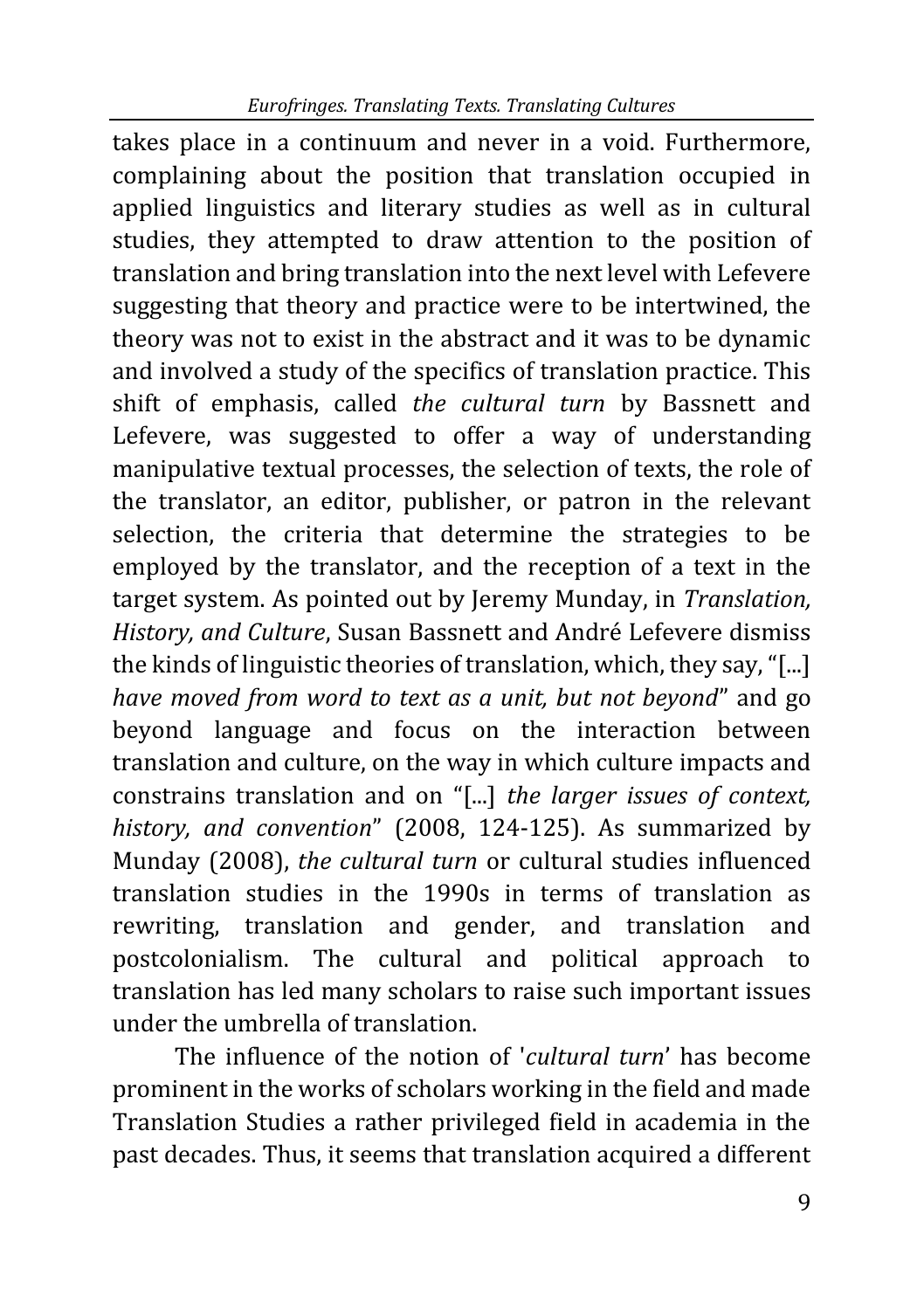takes place in a continuum and never in a void. Furthermore, complaining about the position that translation occupied in applied linguistics and literary studies as well as in cultural studies, they attempted to draw attention to the position of translation and bring translation into the next level with Lefevere suggesting that theory and practice were to be intertwined, the theory was not to exist in the abstract and it was to be dynamic and involved a study of the specifics of translation practice. This shift of emphasis, called *the cultural turn* by Bassnett and Lefevere, was suggested to offer a way of understanding manipulative textual processes, the selection of texts, the role of the translator, an editor, publisher, or patron in the relevant selection, the criteria that determine the strategies to be employed by the translator, and the reception of a text in the target system. As pointed out by Jeremy Munday, in *Translation, History, and Culture*, Susan Bassnett and André Lefevere dismiss the kinds of linguistic theories of translation, which, they say, "[...] *have moved from word to text as a unit, but not beyond*" and go beyond language and focus on the interaction between translation and culture, on the way in which culture impacts and constrains translation and on "[...] *the larger issues of context, history, and convention*" (2008, 124-125). As summarized by Munday (2008), *the cultural turn* or cultural studies influenced translation studies in the 1990s in terms of translation as rewriting, translation and gender, and translation and postcolonialism. The cultural and political approach to translation has led many scholars to raise such important issues under the umbrella of translation.

The influence of the notion of '*cultural turn*' has become prominent in the works of scholars working in the field and made Translation Studies a rather privileged field in academia in the past decades. Thus, it seems that translation acquired a different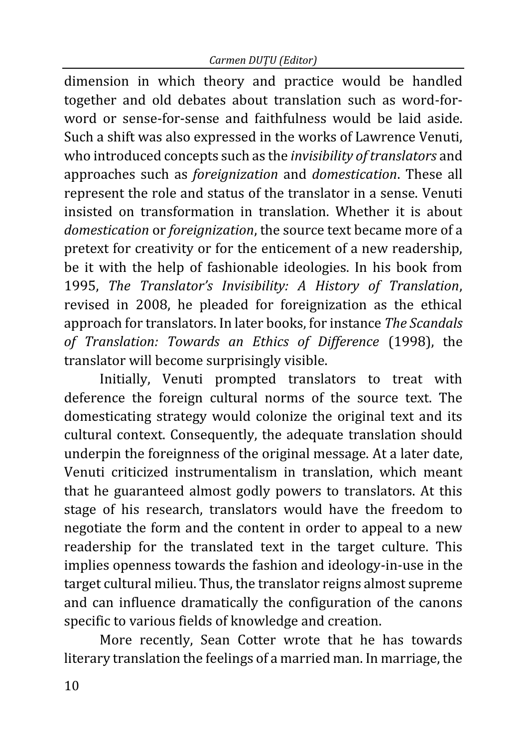dimension in which theory and practice would be handled together and old debates about translation such as word-for-word or sense-for-sense and faithfulness would be laid aside. Such a shift was also expressed in the works of Lawrence Venuti, who introduced concepts such as the *invisibility of translators* and approaches such as *foreignization* and *domestication*. These all represent the role and status of the translator in a sense. Venuti insisted on transformation in translation. Whether it is about *domestication* or *foreignization*, the source text became more of a pretext for creativity or for the enticement of a new readership, be it with the help of fashionable ideologies. In his book from 1995, *The Translator's Invisibility: A History of Translation*, revised in 2008, he pleaded for foreignization as the ethical approach for translators. In later books, for instance *The Scandals of Translation: Towards an Ethics of Difference* (1998), the translator will become surprisingly visible.

Initially, Venuti prompted translators to treat with deference the foreign cultural norms of the source text. The domesticating strategy would colonize the original text and its cultural context. Consequently, the adequate translation should underpin the foreignness of the original message. At a later date, Venuti criticized instrumentalism in translation, which meant that he guaranteed almost godly powers to translators. At this stage of his research, translators would have the freedom to negotiate the form and the content in order to appeal to a new readership for the translated text in the target culture. This implies openness towards the fashion and ideology-in-use in the target cultural milieu. Thus, the translator reigns almost supreme and can influence dramatically the configuration of the canons specific to various fields of knowledge and creation.

More recently, Sean Cotter wrote that he has towards literary translation the feelings of a married man. In marriage, the